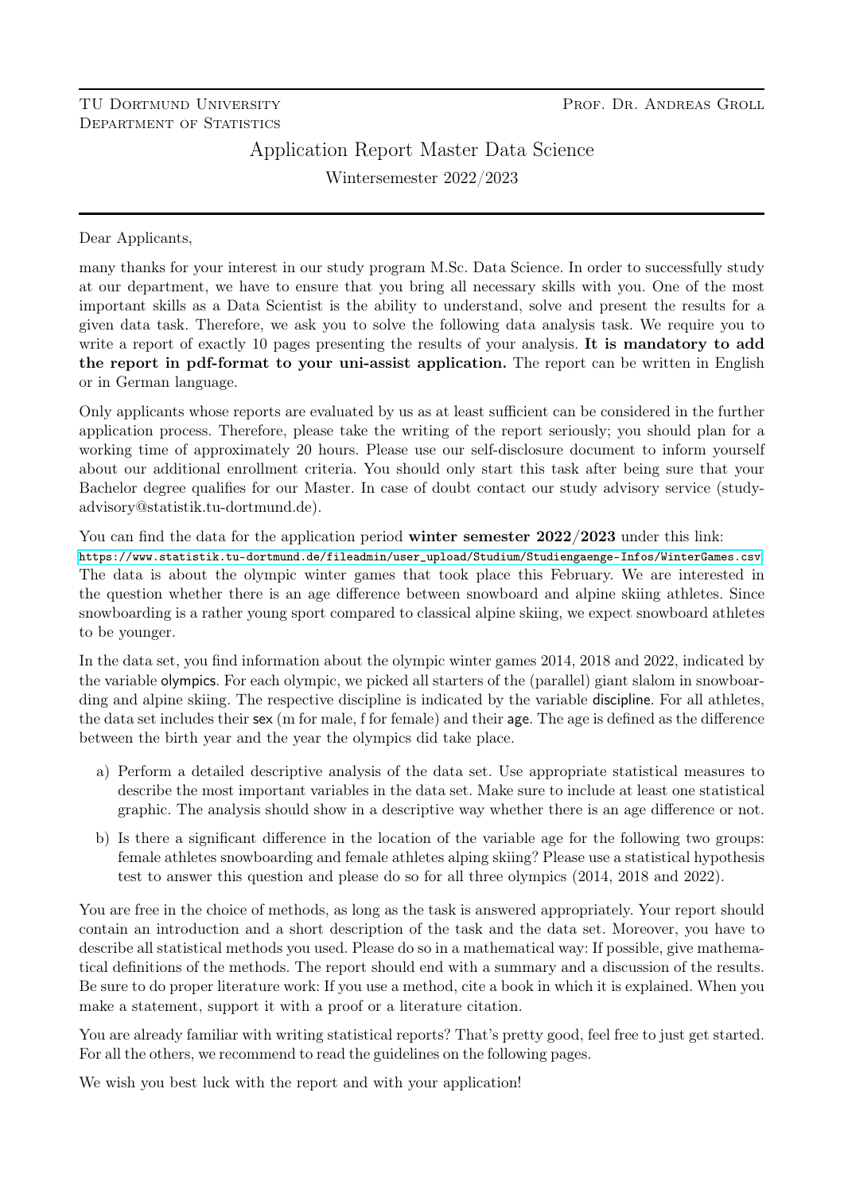TU Dortmund University
Department of Statistics

Prof. Dr. Andreas Groll

# Application Report Master Data Science

Wintersemester 2022/2023

Dear Applicants,

many thanks for your interest in our study program M.Sc. Data Science. In order to successfully study at our department, we have to ensure that you bring all necessary skills with you. One of the most important skills as a Data Scientist is the ability to understand, solve and present the results for a given data task. Therefore, we ask you to solve the following data analysis task. We require you to write a report of exactly 10 pages presenting the results of your analysis. **It is mandatory to add the report in pdf-format to your uni-assist application.** The report can be written in English or in German language.

Only applicants whose reports are evaluated by us as at least sufficient can be considered in the further application process. Therefore, please take the writing of the report seriously; you should plan for a working time of approximately 20 hours. Please use our self-disclosure document to inform yourself about our additional enrollment criteria. You should only start this task after being sure that your Bachelor degree qualifies for our Master. In case of doubt contact our study advisory service (study-advisory@statistik.tu-dortmund.de).

You can find the data for the application period **winter semester 2022/2023** under this link:
https://www.statistik.tu-dortmund.de/fileadmin/user_upload/Studium/Studiengaenge-Infos/WinterGames.csv
The data is about the olympic winter games that took place this February. We are interested in the question whether there is an age difference between snowboard and alpine skiing athletes. Since snowboarding is a rather young sport compared to classical alpine skiing, we expect snowboard athletes to be younger.

In the data set, you find information about the olympic winter games 2014, 2018 and 2022, indicated by the variable olympics. For each olympic, we picked all starters of the (parallel) giant slalom in snowboarding and alpine skiing. The respective discipline is indicated by the variable discipline. For all athletes, the data set includes their sex (m for male, f for female) and their age. The age is defined as the difference between the birth year and the year the olympics did take place.

a) Perform a detailed descriptive analysis of the data set. Use appropriate statistical measures to describe the most important variables in the data set. Make sure to include at least one statistical graphic. The analysis should show in a descriptive way whether there is an age difference or not.

b) Is there a significant difference in the location of the variable age for the following two groups: female athletes snowboarding and female athletes alping skiing? Please use a statistical hypothesis test to answer this question and please do so for all three olympics (2014, 2018 and 2022).

You are free in the choice of methods, as long as the task is answered appropriately. Your report should contain an introduction and a short description of the task and the data set. Moreover, you have to describe all statistical methods you used. Please do so in a mathematical way: If possible, give mathematical definitions of the methods. The report should end with a summary and a discussion of the results. Be sure to do proper literature work: If you use a method, cite a book in which it is explained. When you make a statement, support it with a proof or a literature citation.

You are already familiar with writing statistical reports? That's pretty good, feel free to just get started. For all the others, we recommend to read the guidelines on the following pages.

We wish you best luck with the report and with your application!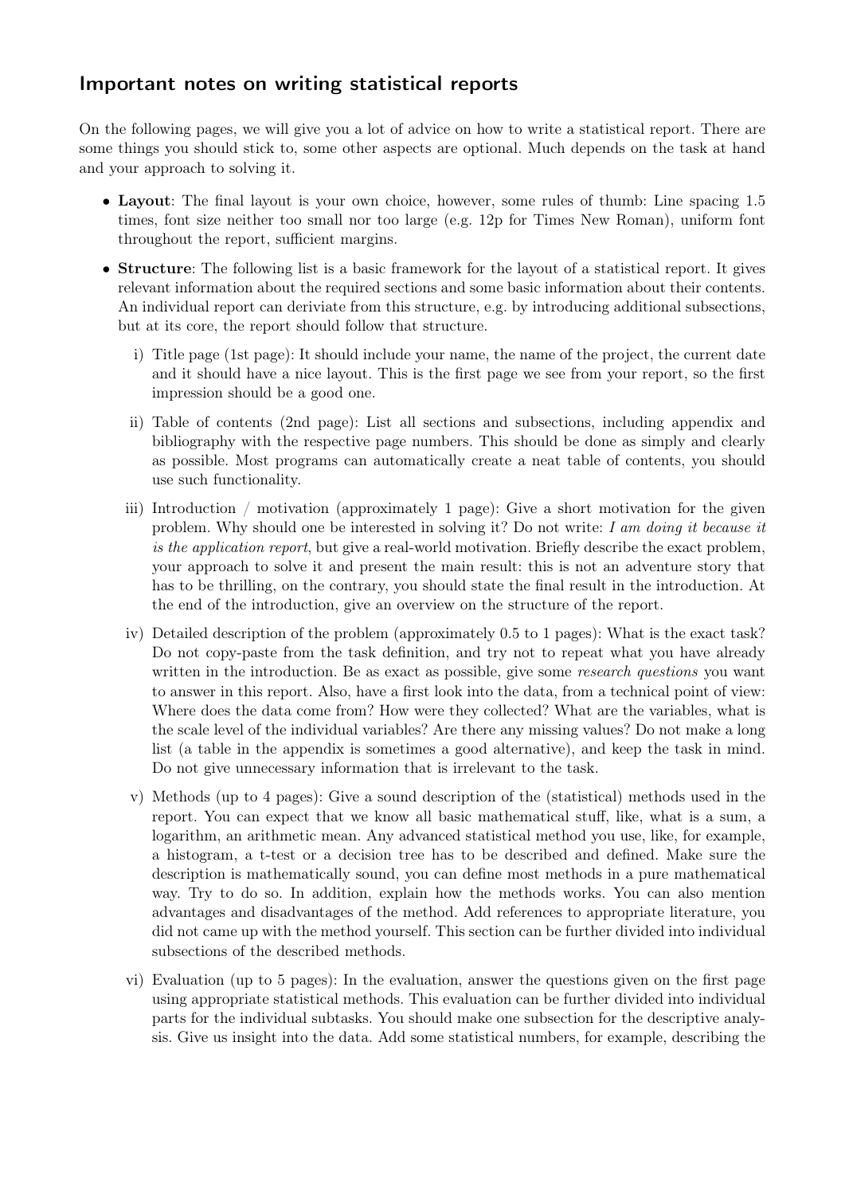## Important notes on writing statistical reports

On the following pages, we will give you a lot of advice on how to write a statistical report. There are some things you should stick to, some other aspects are optional. Much depends on the task at hand and your approach to solving it.

- **Layout**: The final layout is your own choice, however, some rules of thumb: Line spacing 1.5 times, font size neither too small nor too large (e.g. 12p for Times New Roman), uniform font throughout the report, sufficient margins.
- **Structure**: The following list is a basic framework for the layout of a statistical report. It gives relevant information about the required sections and some basic information about their contents. An individual report can deriviate from this structure, e.g. by introducing additional subsections, but at its core, the report should follow that structure.
  - i) Title page (1st page): It should include your name, the name of the project, the current date and it should have a nice layout. This is the first page we see from your report, so the first impression should be a good one.
  - ii) Table of contents (2nd page): List all sections and subsections, including appendix and bibliography with the respective page numbers. This should be done as simply and clearly as possible. Most programs can automatically create a neat table of contents, you should use such functionality.
  - iii) Introduction / motivation (approximately 1 page): Give a short motivation for the given problem. Why should one be interested in solving it? Do not write: *I am doing it because it is the application report*, but give a real-world motivation. Briefly describe the exact problem, your approach to solve it and present the main result: this is not an adventure story that has to be thrilling, on the contrary, you should state the final result in the introduction. At the end of the introduction, give an overview on the structure of the report.
  - iv) Detailed description of the problem (approximately 0.5 to 1 pages): What is the exact task? Do not copy-paste from the task definition, and try not to repeat what you have already written in the introduction. Be as exact as possible, give some *research questions* you want to answer in this report. Also, have a first look into the data, from a technical point of view: Where does the data come from? How were they collected? What are the variables, what is the scale level of the individual variables? Are there any missing values? Do not make a long list (a table in the appendix is sometimes a good alternative), and keep the task in mind. Do not give unnecessary information that is irrelevant to the task.
  - v) Methods (up to 4 pages): Give a sound description of the (statistical) methods used in the report. You can expect that we know all basic mathematical stuff, like, what is a sum, a logarithm, an arithmetic mean. Any advanced statistical method you use, like, for example, a histogram, a t-test or a decision tree has to be described and defined. Make sure the description is mathematically sound, you can define most methods in a pure mathematical way. Try to do so. In addition, explain how the methods works. You can also mention advantages and disadvantages of the method. Add references to appropriate literature, you did not came up with the method yourself. This section can be further divided into individual subsections of the described methods.
  - vi) Evaluation (up to 5 pages): In the evaluation, answer the questions given on the first page using appropriate statistical methods. This evaluation can be further divided into individual parts for the individual subtasks. You should make one subsection for the descriptive analysis. Give us insight into the data. Add some statistical numbers, for example, describing the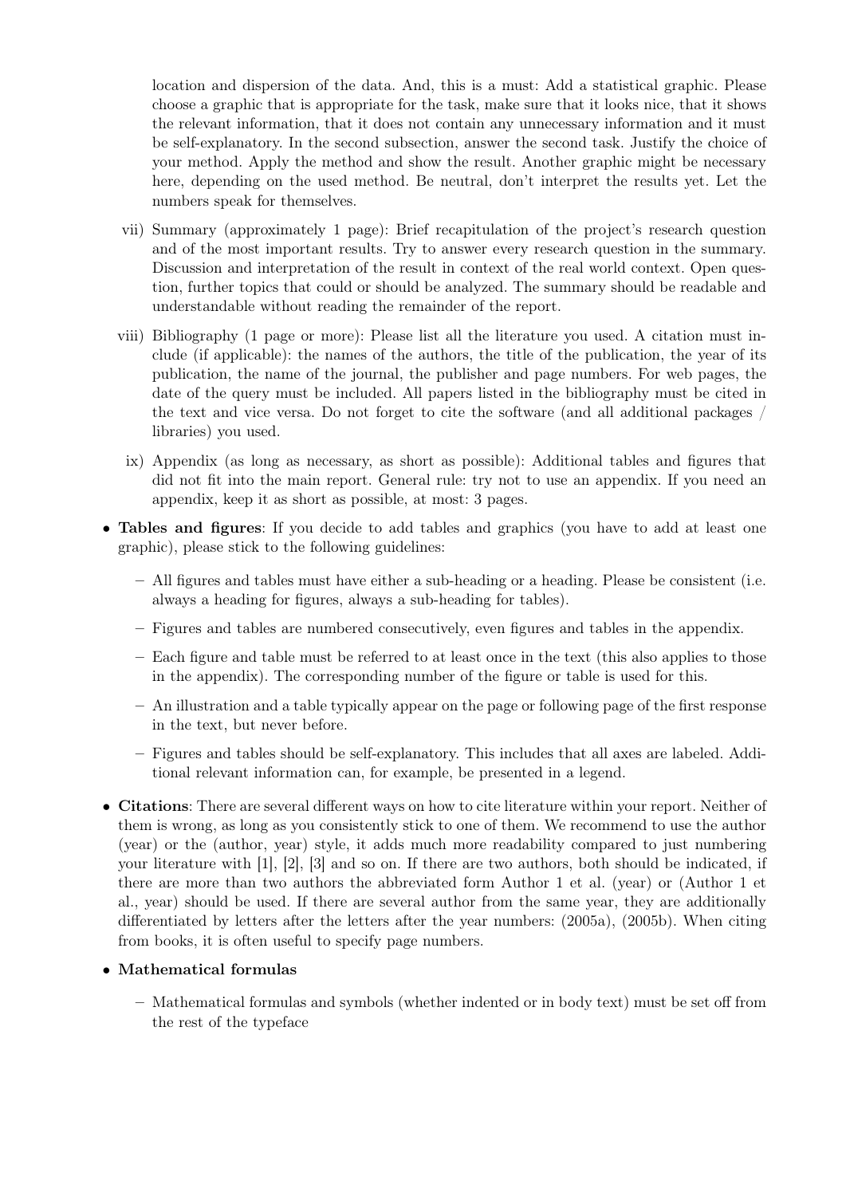location and dispersion of the data. And, this is a must: Add a statistical graphic. Please choose a graphic that is appropriate for the task, make sure that it looks nice, that it shows the relevant information, that it does not contain any unnecessary information and it must be self-explanatory. In the second subsection, answer the second task. Justify the choice of your method. Apply the method and show the result. Another graphic might be necessary here, depending on the used method. Be neutral, don't interpret the results yet. Let the numbers speak for themselves.

vii) Summary (approximately 1 page): Brief recapitulation of the project's research question and of the most important results. Try to answer every research question in the summary. Discussion and interpretation of the result in context of the real world context. Open question, further topics that could or should be analyzed. The summary should be readable and understandable without reading the remainder of the report.

viii) Bibliography (1 page or more): Please list all the literature you used. A citation must include (if applicable): the names of the authors, the title of the publication, the year of its publication, the name of the journal, the publisher and page numbers. For web pages, the date of the query must be included. All papers listed in the bibliography must be cited in the text and vice versa. Do not forget to cite the software (and all additional packages / libraries) you used.

ix) Appendix (as long as necessary, as short as possible): Additional tables and figures that did not fit into the main report. General rule: try not to use an appendix. If you need an appendix, keep it as short as possible, at most: 3 pages.

- **Tables and figures**: If you decide to add tables and graphics (you have to add at least one graphic), please stick to the following guidelines:
  - All figures and tables must have either a sub-heading or a heading. Please be consistent (i.e. always a heading for figures, always a sub-heading for tables).
  - Figures and tables are numbered consecutively, even figures and tables in the appendix.
  - Each figure and table must be referred to at least once in the text (this also applies to those in the appendix). The corresponding number of the figure or table is used for this.
  - An illustration and a table typically appear on the page or following page of the first response in the text, but never before.
  - Figures and tables should be self-explanatory. This includes that all axes are labeled. Additional relevant information can, for example, be presented in a legend.
- **Citations**: There are several different ways on how to cite literature within your report. Neither of them is wrong, as long as you consistently stick to one of them. We recommend to use the author (year) or the (author, year) style, it adds much more readability compared to just numbering your literature with [1], [2], [3] and so on. If there are two authors, both should be indicated, if there are more than two authors the abbreviated form Author 1 et al. (year) or (Author 1 et al., year) should be used. If there are several author from the same year, they are additionally differentiated by letters after the letters after the year numbers: (2005a), (2005b). When citing from books, it is often useful to specify page numbers.
- **Mathematical formulas**
  - Mathematical formulas and symbols (whether indented or in body text) must be set off from the rest of the typeface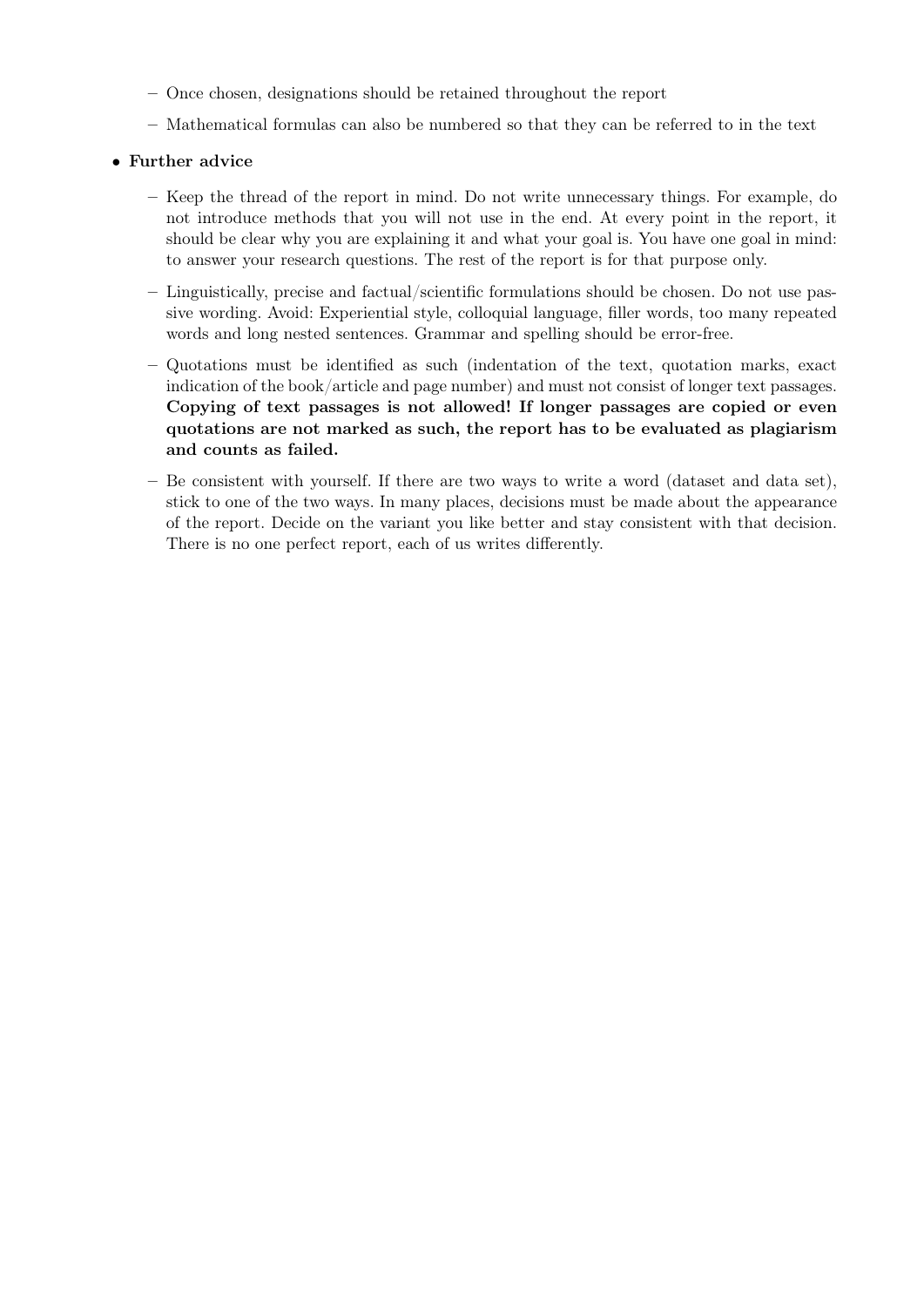- Once chosen, designations should be retained throughout the report
  - Mathematical formulas can also be numbered so that they can be referred to in the text

- **Further advice**
  - Keep the thread of the report in mind. Do not write unnecessary things. For example, do not introduce methods that you will not use in the end. At every point in the report, it should be clear why you are explaining it and what your goal is. You have one goal in mind: to answer your research questions. The rest of the report is for that purpose only.
  - Linguistically, precise and factual/scientific formulations should be chosen. Do not use passive wording. Avoid: Experiential style, colloquial language, filler words, too many repeated words and long nested sentences. Grammar and spelling should be error-free.
  - Quotations must be identified as such (indentation of the text, quotation marks, exact indication of the book/article and page number) and must not consist of longer text passages. **Copying of text passages is not allowed! If longer passages are copied or even quotations are not marked as such, the report has to be evaluated as plagiarism and counts as failed.**
  - Be consistent with yourself. If there are two ways to write a word (dataset and data set), stick to one of the two ways. In many places, decisions must be made about the appearance of the report. Decide on the variant you like better and stay consistent with that decision. There is no one perfect report, each of us writes differently.